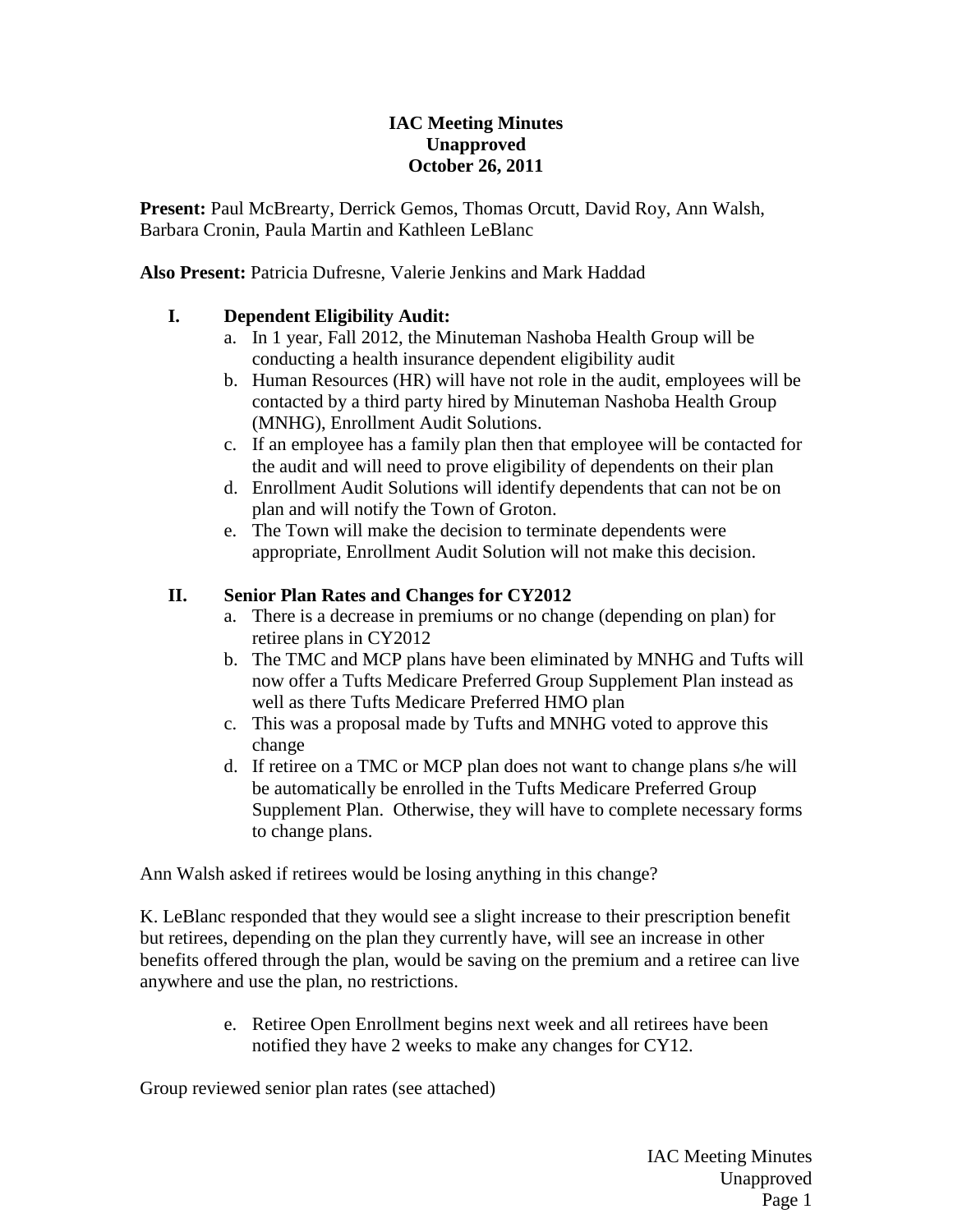# IAC Meeting Minutes
## Unapproved
## October 26, 2011

**Present:** Paul McBrearty, Derrick Gemos, Thomas Orcutt, David Roy, Ann Walsh, Barbara Cronin, Paula Martin and Kathleen LeBlanc

**Also Present:** Patricia Dufresne, Valerie Jenkins and Mark Haddad

### I. Dependent Eligibility Audit:

a. In 1 year, Fall 2012, the Minuteman Nashoba Health Group will be conducting a health insurance dependent eligibility audit
b. Human Resources (HR) will have not role in the audit, employees will be contacted by a third party hired by Minuteman Nashoba Health Group (MNHG), Enrollment Audit Solutions.
c. If an employee has a family plan then that employee will be contacted for the audit and will need to prove eligibility of dependents on their plan
d. Enrollment Audit Solutions will identify dependents that can not be on plan and will notify the Town of Groton.
e. The Town will make the decision to terminate dependents were appropriate, Enrollment Audit Solution will not make this decision.

### II. Senior Plan Rates and Changes for CY2012

a. There is a decrease in premiums or no change (depending on plan) for retiree plans in CY2012
b. The TMC and MCP plans have been eliminated by MNHG and Tufts will now offer a Tufts Medicare Preferred Group Supplement Plan instead as well as there Tufts Medicare Preferred HMO plan
c. This was a proposal made by Tufts and MNHG voted to approve this change
d. If retiree on a TMC or MCP plan does not want to change plans s/he will be automatically be enrolled in the Tufts Medicare Preferred Group Supplement Plan. Otherwise, they will have to complete necessary forms to change plans.

Ann Walsh asked if retirees would be losing anything in this change?

K. LeBlanc responded that they would see a slight increase to their prescription benefit but retirees, depending on the plan they currently have, will see an increase in other benefits offered through the plan, would be saving on the premium and a retiree can live anywhere and use the plan, no restrictions.

e. Retiree Open Enrollment begins next week and all retirees have been notified they have 2 weeks to make any changes for CY12.

Group reviewed senior plan rates (see attached)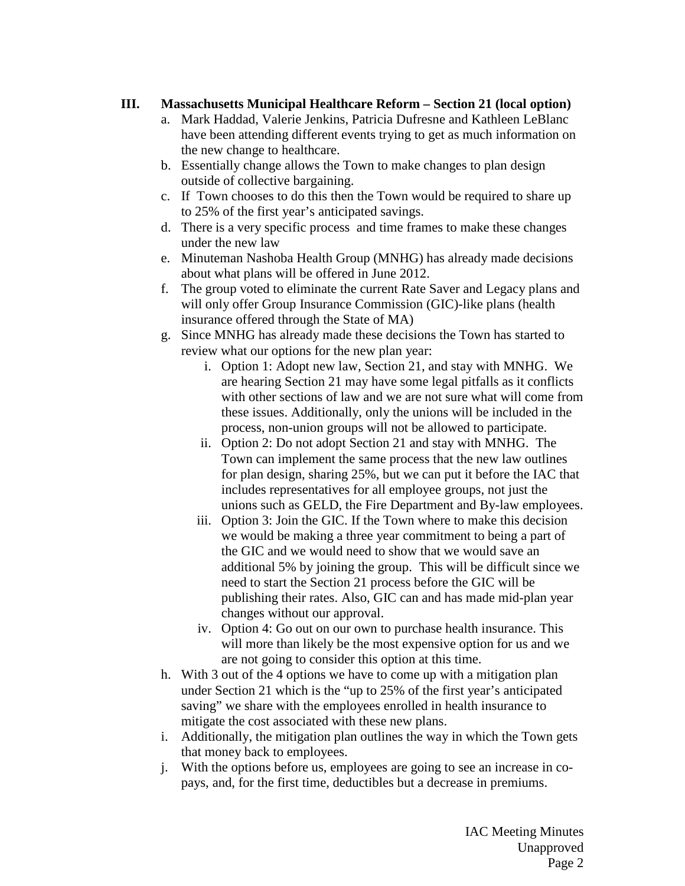## III. Massachusetts Municipal Healthcare Reform – Section 21 (local option)

a. Mark Haddad, Valerie Jenkins, Patricia Dufresne and Kathleen LeBlanc have been attending different events trying to get as much information on the new change to healthcare.

b. Essentially change allows the Town to make changes to plan design outside of collective bargaining.

c. If Town chooses to do this then the Town would be required to share up to 25% of the first year's anticipated savings.

d. There is a very specific process and time frames to make these changes under the new law

e. Minuteman Nashoba Health Group (MNHG) has already made decisions about what plans will be offered in June 2012.

f. The group voted to eliminate the current Rate Saver and Legacy plans and will only offer Group Insurance Commission (GIC)-like plans (health insurance offered through the State of MA)

g. Since MNHG has already made these decisions the Town has started to review what our options for the new plan year:

   i. Option 1: Adopt new law, Section 21, and stay with MNHG. We are hearing Section 21 may have some legal pitfalls as it conflicts with other sections of law and we are not sure what will come from these issues. Additionally, only the unions will be included in the process, non-union groups will not be allowed to participate.

   ii. Option 2: Do not adopt Section 21 and stay with MNHG. The Town can implement the same process that the new law outlines for plan design, sharing 25%, but we can put it before the IAC that includes representatives for all employee groups, not just the unions such as GELD, the Fire Department and By-law employees.

   iii. Option 3: Join the GIC. If the Town where to make this decision we would be making a three year commitment to being a part of the GIC and we would need to show that we would save an additional 5% by joining the group. This will be difficult since we need to start the Section 21 process before the GIC will be publishing their rates. Also, GIC can and has made mid-plan year changes without our approval.

   iv. Option 4: Go out on our own to purchase health insurance. This will more than likely be the most expensive option for us and we are not going to consider this option at this time.

h. With 3 out of the 4 options we have to come up with a mitigation plan under Section 21 which is the "up to 25% of the first year's anticipated saving" we share with the employees enrolled in health insurance to mitigate the cost associated with these new plans.

i. Additionally, the mitigation plan outlines the way in which the Town gets that money back to employees.

j. With the options before us, employees are going to see an increase in co-pays, and, for the first time, deductibles but a decrease in premiums.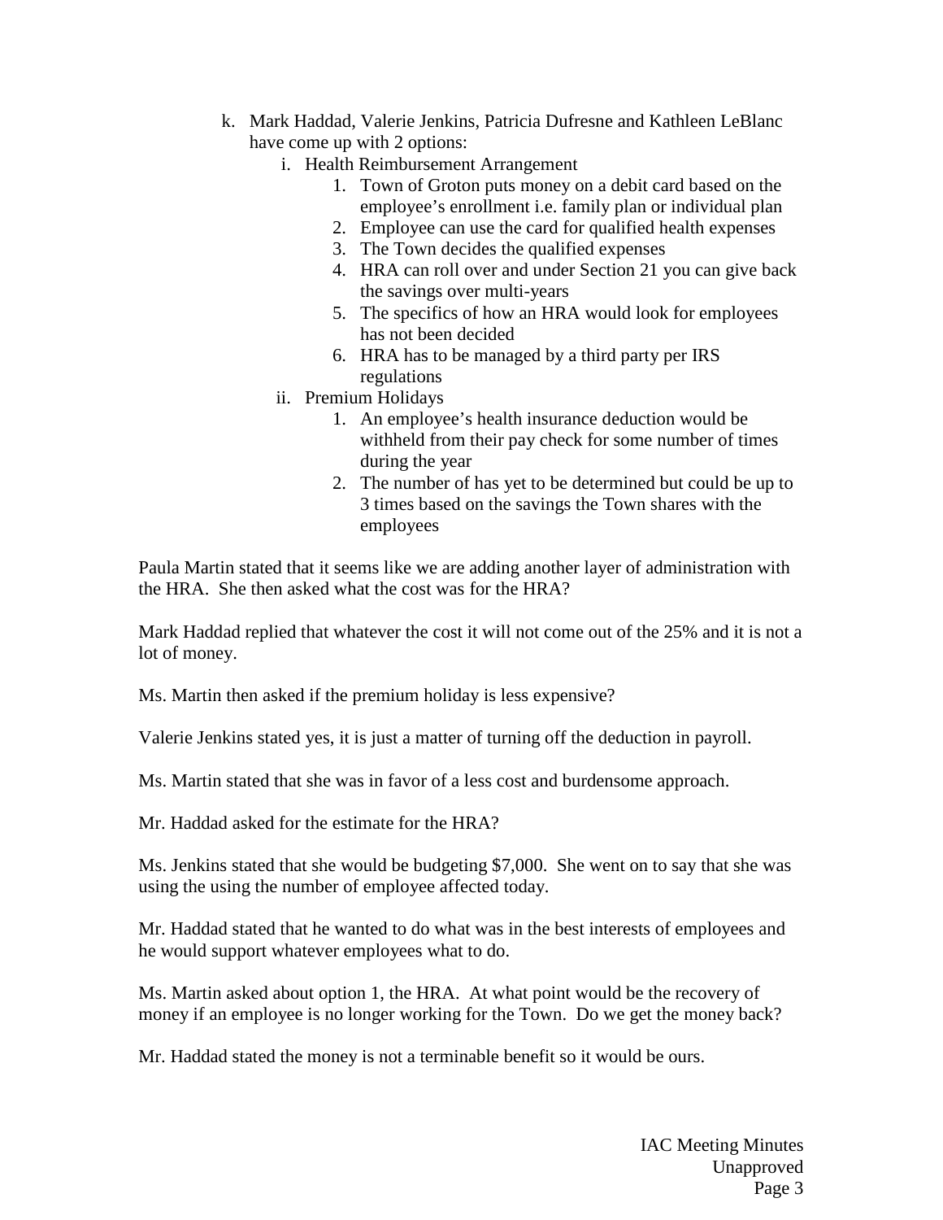k. Mark Haddad, Valerie Jenkins, Patricia Dufresne and Kathleen LeBlanc have come up with 2 options:
    i. Health Reimbursement Arrangement
        1. Town of Groton puts money on a debit card based on the employee's enrollment i.e. family plan or individual plan
        2. Employee can use the card for qualified health expenses
        3. The Town decides the qualified expenses
        4. HRA can roll over and under Section 21 you can give back the savings over multi-years
        5. The specifics of how an HRA would look for employees has not been decided
        6. HRA has to be managed by a third party per IRS regulations
    ii. Premium Holidays
        1. An employee's health insurance deduction would be withheld from their pay check for some number of times during the year
        2. The number of has yet to be determined but could be up to 3 times based on the savings the Town shares with the employees

Paula Martin stated that it seems like we are adding another layer of administration with the HRA. She then asked what the cost was for the HRA?

Mark Haddad replied that whatever the cost it will not come out of the 25% and it is not a lot of money.

Ms. Martin then asked if the premium holiday is less expensive?

Valerie Jenkins stated yes, it is just a matter of turning off the deduction in payroll.

Ms. Martin stated that she was in favor of a less cost and burdensome approach.

Mr. Haddad asked for the estimate for the HRA?

Ms. Jenkins stated that she would be budgeting $7,000. She went on to say that she was using the using the number of employee affected today.

Mr. Haddad stated that he wanted to do what was in the best interests of employees and he would support whatever employees what to do.

Ms. Martin asked about option 1, the HRA. At what point would be the recovery of money if an employee is no longer working for the Town. Do we get the money back?

Mr. Haddad stated the money is not a terminable benefit so it would be ours.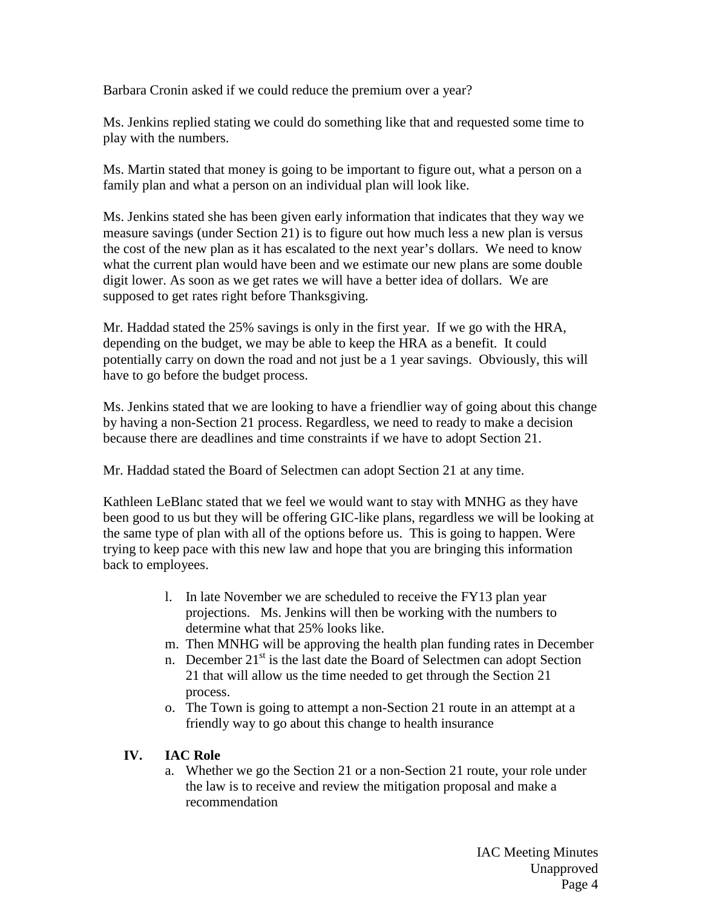Barbara Cronin asked if we could reduce the premium over a year?

Ms. Jenkins replied stating we could do something like that and requested some time to play with the numbers.

Ms. Martin stated that money is going to be important to figure out, what a person on a family plan and what a person on an individual plan will look like.

Ms. Jenkins stated she has been given early information that indicates that they way we measure savings (under Section 21) is to figure out how much less a new plan is versus the cost of the new plan as it has escalated to the next year's dollars. We need to know what the current plan would have been and we estimate our new plans are some double digit lower. As soon as we get rates we will have a better idea of dollars. We are supposed to get rates right before Thanksgiving.

Mr. Haddad stated the 25% savings is only in the first year. If we go with the HRA, depending on the budget, we may be able to keep the HRA as a benefit. It could potentially carry on down the road and not just be a 1 year savings. Obviously, this will have to go before the budget process.

Ms. Jenkins stated that we are looking to have a friendlier way of going about this change by having a non-Section 21 process. Regardless, we need to ready to make a decision because there are deadlines and time constraints if we have to adopt Section 21.

Mr. Haddad stated the Board of Selectmen can adopt Section 21 at any time.

Kathleen LeBlanc stated that we feel we would want to stay with MNHG as they have been good to us but they will be offering GIC-like plans, regardless we will be looking at the same type of plan with all of the options before us. This is going to happen. Were trying to keep pace with this new law and hope that you are bringing this information back to employees.

l. In late November we are scheduled to receive the FY13 plan year projections. Ms. Jenkins will then be working with the numbers to determine what that 25% looks like.
m. Then MNHG will be approving the health plan funding rates in December
n. December 21st is the last date the Board of Selectmen can adopt Section 21 that will allow us the time needed to get through the Section 21 process.
o. The Town is going to attempt a non-Section 21 route in an attempt at a friendly way to go about this change to health insurance

## IV. IAC Role

a. Whether we go the Section 21 or a non-Section 21 route, your role under the law is to receive and review the mitigation proposal and make a recommendation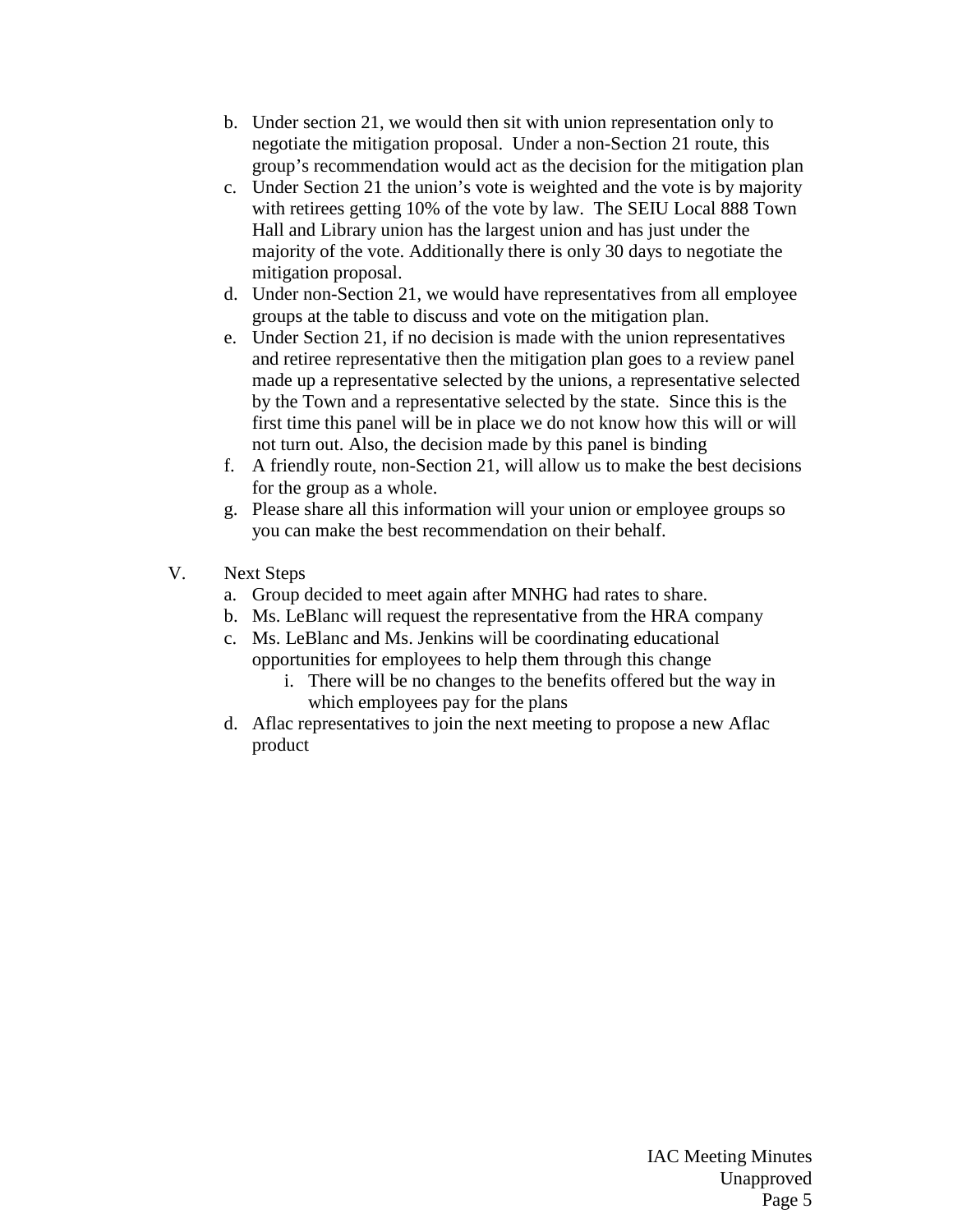b. Under section 21, we would then sit with union representation only to negotiate the mitigation proposal. Under a non-Section 21 route, this group's recommendation would act as the decision for the mitigation plan

c. Under Section 21 the union's vote is weighted and the vote is by majority with retirees getting 10% of the vote by law. The SEIU Local 888 Town Hall and Library union has the largest union and has just under the majority of the vote. Additionally there is only 30 days to negotiate the mitigation proposal.

d. Under non-Section 21, we would have representatives from all employee groups at the table to discuss and vote on the mitigation plan.

e. Under Section 21, if no decision is made with the union representatives and retiree representative then the mitigation plan goes to a review panel made up a representative selected by the unions, a representative selected by the Town and a representative selected by the state. Since this is the first time this panel will be in place we do not know how this will or will not turn out. Also, the decision made by this panel is binding

f. A friendly route, non-Section 21, will allow us to make the best decisions for the group as a whole.

g. Please share all this information will your union or employee groups so you can make the best recommendation on their behalf.

V. Next Steps

a. Group decided to meet again after MNHG had rates to share.

b. Ms. LeBlanc will request the representative from the HRA company

c. Ms. LeBlanc and Ms. Jenkins will be coordinating educational opportunities for employees to help them through this change

   i. There will be no changes to the benefits offered but the way in which employees pay for the plans

d. Aflac representatives to join the next meeting to propose a new Aflac product